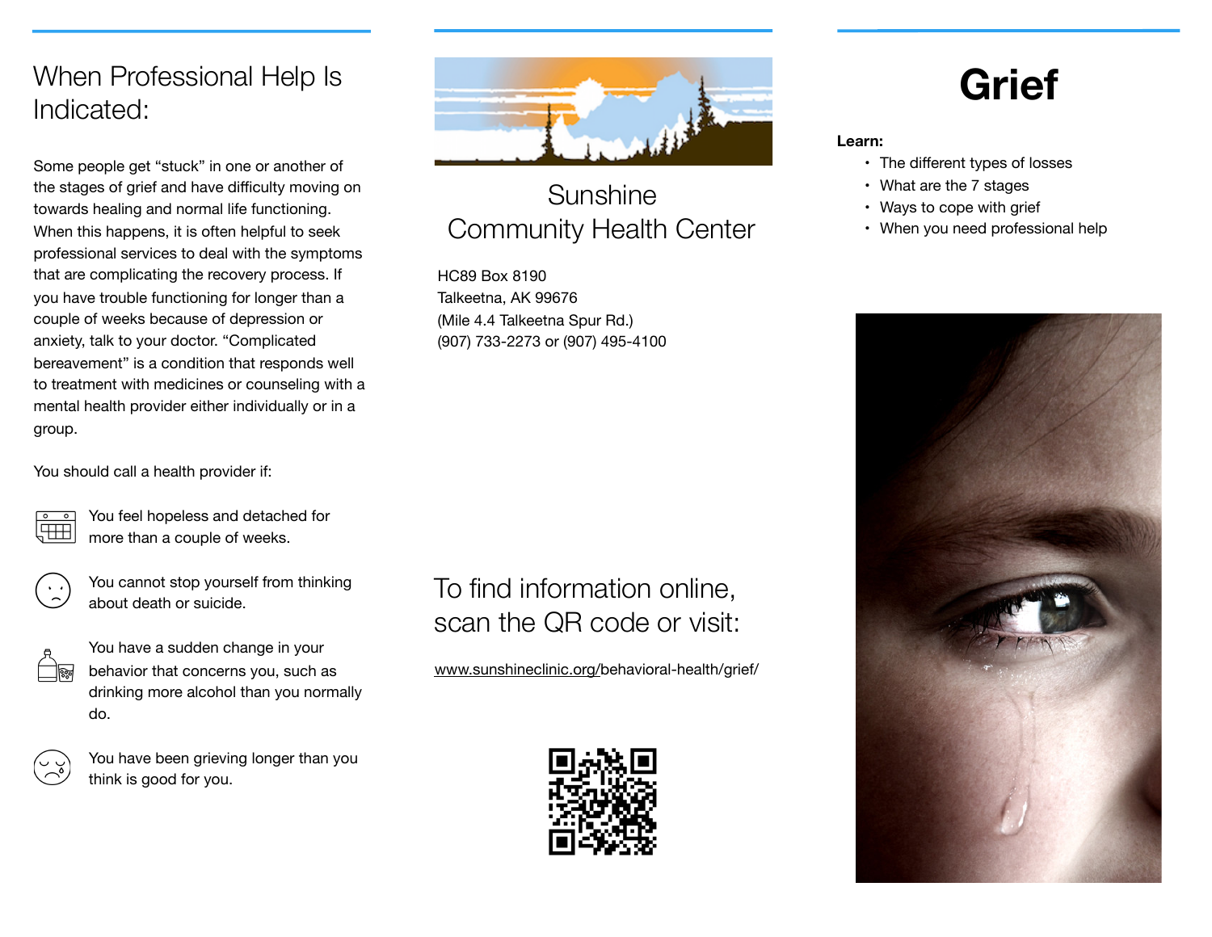## When Professional Help Is Indicated:

Some people get “stuck” in one or another of the stages of grief and have difficulty moving on towards healing and normal life functioning. When this happens, it is often helpful to seek professional services to deal with the symptoms that are complicating the recovery process. If you have trouble functioning for longer than a couple of weeks because of depression or anxiety, talk to your doctor. “Complicated bereavement” is a condition that responds well to treatment with medicines or counseling with a mental health provider either individually or in a group.

You should call a health provider if:

- You feel hopeless and detached for more than a couple of weeks.
- You cannot stop yourself from thinking about death or suicide.
- You have a sudden change in your behavior that concerns you, such as drinking more alcohol than you normally do.
- You have been grieving longer than you think is good for you.

## Sunshine Community Health Center

HC89 Box 8190
Talkeetna, AK 99676
(Mile 4.4 Talkeetna Spur Rd.)
(907) 733-2273 or (907) 495-4100

To find information online, scan the QR code or visit:

www.sunshineclinic.org/behavioral-health/grief/

# Grief

**Learn:**

- The different types of losses
- What are the 7 stages
- Ways to cope with grief
- When you need professional help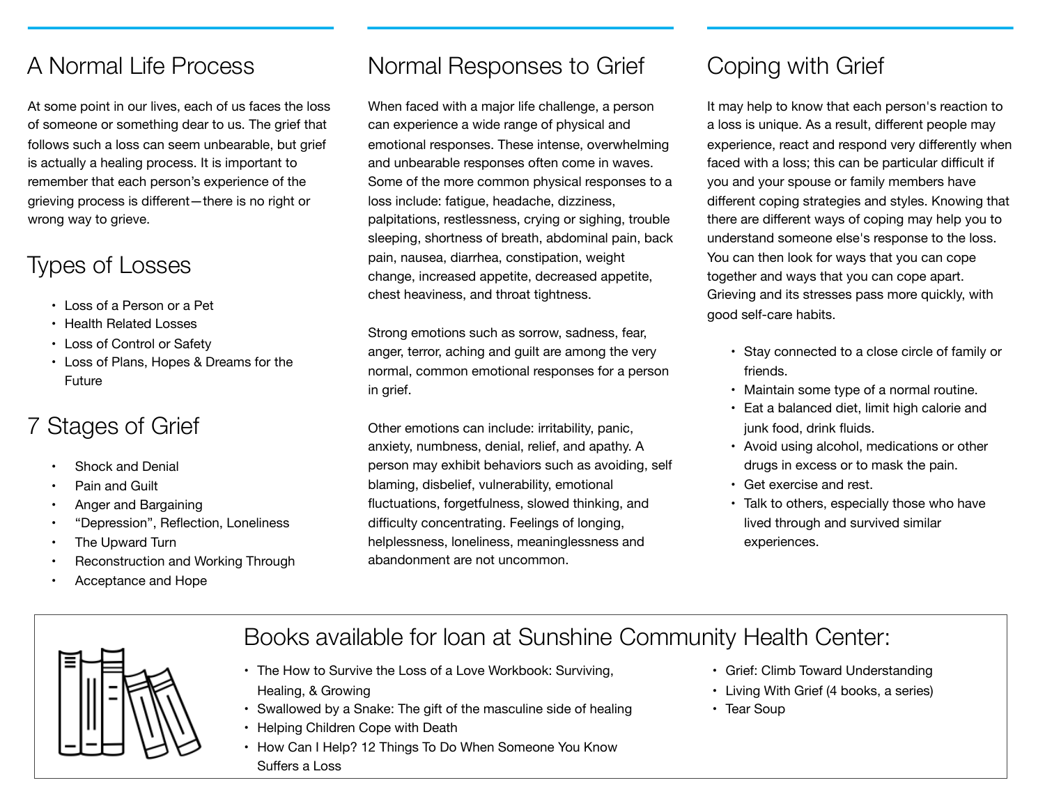## A Normal Life Process

At some point in our lives, each of us faces the loss of someone or something dear to us. The grief that follows such a loss can seem unbearable, but grief is actually a healing process. It is important to remember that each person's experience of the grieving process is different—there is no right or wrong way to grieve.

## Types of Losses

- Loss of a Person or a Pet
- Health Related Losses
- Loss of Control or Safety
- Loss of Plans, Hopes & Dreams for the Future

## 7 Stages of Grief

- Shock and Denial
- Pain and Guilt
- Anger and Bargaining
- "Depression", Reflection, Loneliness
- The Upward Turn
- Reconstruction and Working Through
- Acceptance and Hope

## Normal Responses to Grief

When faced with a major life challenge, a person can experience a wide range of physical and emotional responses. These intense, overwhelming and unbearable responses often come in waves. Some of the more common physical responses to a loss include: fatigue, headache, dizziness, palpitations, restlessness, crying or sighing, trouble sleeping, shortness of breath, abdominal pain, back pain, nausea, diarrhea, constipation, weight change, increased appetite, decreased appetite, chest heaviness, and throat tightness.

Strong emotions such as sorrow, sadness, fear, anger, terror, aching and guilt are among the very normal, common emotional responses for a person in grief.

Other emotions can include: irritability, panic, anxiety, numbness, denial, relief, and apathy. A person may exhibit behaviors such as avoiding, self blaming, disbelief, vulnerability, emotional fluctuations, forgetfulness, slowed thinking, and difficulty concentrating. Feelings of longing, helplessness, loneliness, meaninglessness and abandonment are not uncommon.

## Coping with Grief

It may help to know that each person's reaction to a loss is unique. As a result, different people may experience, react and respond very differently when faced with a loss; this can be particular difficult if you and your spouse or family members have different coping strategies and styles. Knowing that there are different ways of coping may help you to understand someone else's response to the loss. You can then look for ways that you can cope together and ways that you can cope apart. Grieving and its stresses pass more quickly, with good self-care habits.

- Stay connected to a close circle of family or friends.
- Maintain some type of a normal routine.
- Eat a balanced diet, limit high calorie and junk food, drink fluids.
- Avoid using alcohol, medications or other drugs in excess or to mask the pain.
- Get exercise and rest.
- Talk to others, especially those who have lived through and survived similar experiences.

## Books available for loan at Sunshine Community Health Center:

- The How to Survive the Loss of a Love Workbook: Surviving, Healing, & Growing
- Swallowed by a Snake: The gift of the masculine side of healing
- Helping Children Cope with Death
- How Can I Help? 12 Things To Do When Someone You Know Suffers a Loss
- Grief: Climb Toward Understanding
- Living With Grief (4 books, a series)
- Tear Soup